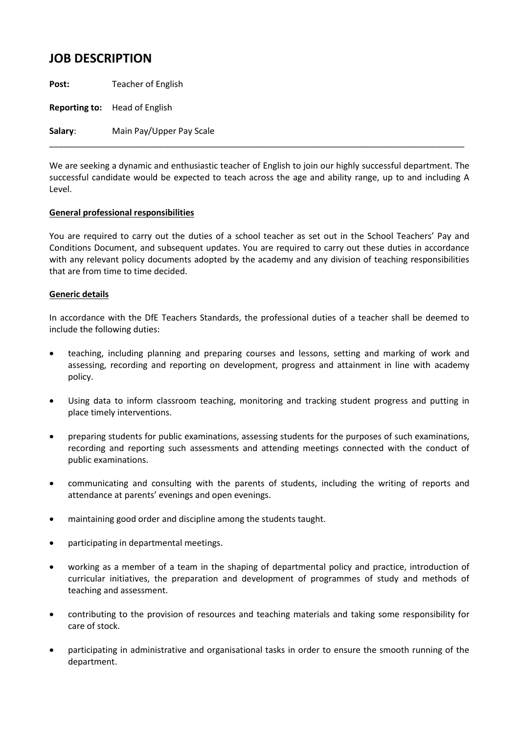# JOB DESCRIPTION

**Post:** Teacher of English

**Reporting to:** Head of English

**Salary**: Main Pay/Upper Pay Scale

---

We are seeking a dynamic and enthusiastic teacher of English to join our highly successful department. The successful candidate would be expected to teach across the age and ability range, up to and including A Level.

**General professional responsibilities**

You are required to carry out the duties of a school teacher as set out in the School Teachers' Pay and Conditions Document, and subsequent updates. You are required to carry out these duties in accordance with any relevant policy documents adopted by the academy and any division of teaching responsibilities that are from time to time decided.

**Generic details**

In accordance with the DfE Teachers Standards, the professional duties of a teacher shall be deemed to include the following duties:

- teaching, including planning and preparing courses and lessons, setting and marking of work and assessing, recording and reporting on development, progress and attainment in line with academy policy.
- Using data to inform classroom teaching, monitoring and tracking student progress and putting in place timely interventions.
- preparing students for public examinations, assessing students for the purposes of such examinations, recording and reporting such assessments and attending meetings connected with the conduct of public examinations.
- communicating and consulting with the parents of students, including the writing of reports and attendance at parents' evenings and open evenings.
- maintaining good order and discipline among the students taught.
- participating in departmental meetings.
- working as a member of a team in the shaping of departmental policy and practice, introduction of curricular initiatives, the preparation and development of programmes of study and methods of teaching and assessment.
- contributing to the provision of resources and teaching materials and taking some responsibility for care of stock.
- participating in administrative and organisational tasks in order to ensure the smooth running of the department.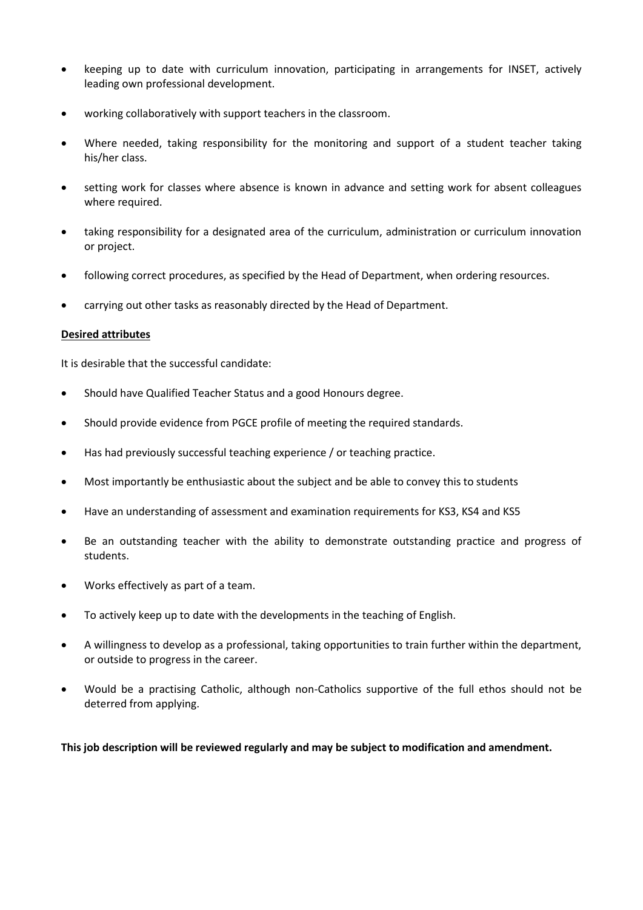- keeping up to date with curriculum innovation, participating in arrangements for INSET, actively leading own professional development.
- working collaboratively with support teachers in the classroom.
- Where needed, taking responsibility for the monitoring and support of a student teacher taking his/her class.
- setting work for classes where absence is known in advance and setting work for absent colleagues where required.
- taking responsibility for a designated area of the curriculum, administration or curriculum innovation or project.
- following correct procedures, as specified by the Head of Department, when ordering resources.
- carrying out other tasks as reasonably directed by the Head of Department.

**Desired attributes**

It is desirable that the successful candidate:

- Should have Qualified Teacher Status and a good Honours degree.
- Should provide evidence from PGCE profile of meeting the required standards.
- Has had previously successful teaching experience / or teaching practice.
- Most importantly be enthusiastic about the subject and be able to convey this to students
- Have an understanding of assessment and examination requirements for KS3, KS4 and KS5
- Be an outstanding teacher with the ability to demonstrate outstanding practice and progress of students.
- Works effectively as part of a team.
- To actively keep up to date with the developments in the teaching of English.
- A willingness to develop as a professional, taking opportunities to train further within the department, or outside to progress in the career.
- Would be a practising Catholic, although non-Catholics supportive of the full ethos should not be deterred from applying.

**This job description will be reviewed regularly and may be subject to modification and amendment.**